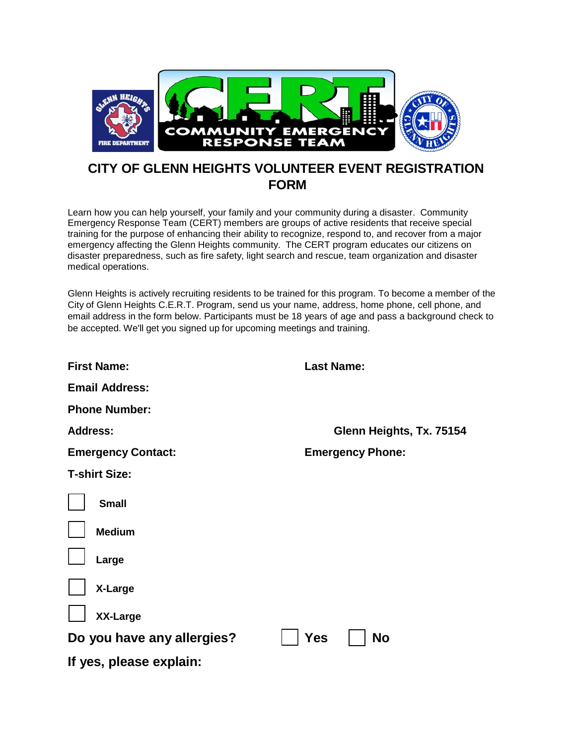# CITY OF GLENN HEIGHTS VOLUNTEER EVENT REGISTRATION FORM

Learn how you can help yourself, your family and your community during a disaster. Community Emergency Response Team (CERT) members are groups of active residents that receive special training for the purpose of enhancing their ability to recognize, respond to, and recover from a major emergency affecting the Glenn Heights community. The CERT program educates our citizens on disaster preparedness, such as fire safety, light search and rescue, team organization and disaster medical operations.

Glenn Heights is actively recruiting residents to be trained for this program. To become a member of the City of Glenn Heights C.E.R.T. Program, send us your name, address, home phone, cell phone, and email address in the form below. Participants must be 18 years of age and pass a background check to be accepted. We'll get you signed up for upcoming meetings and training.

**First Name:** **Last Name:**

**Email Address:**

**Phone Number:**

**Address:** **Glenn Heights, Tx. 75154**

**Emergency Contact:** **Emergency Phone:**

**T-shirt Size:**

- ☐ **Small**
- ☐ **Medium**
- ☐ **Large**
- ☐ **X-Large**
- ☐ **XX-Large**

**Do you have any allergies?** ☐ **Yes** ☐ **No**

**If yes, please explain:**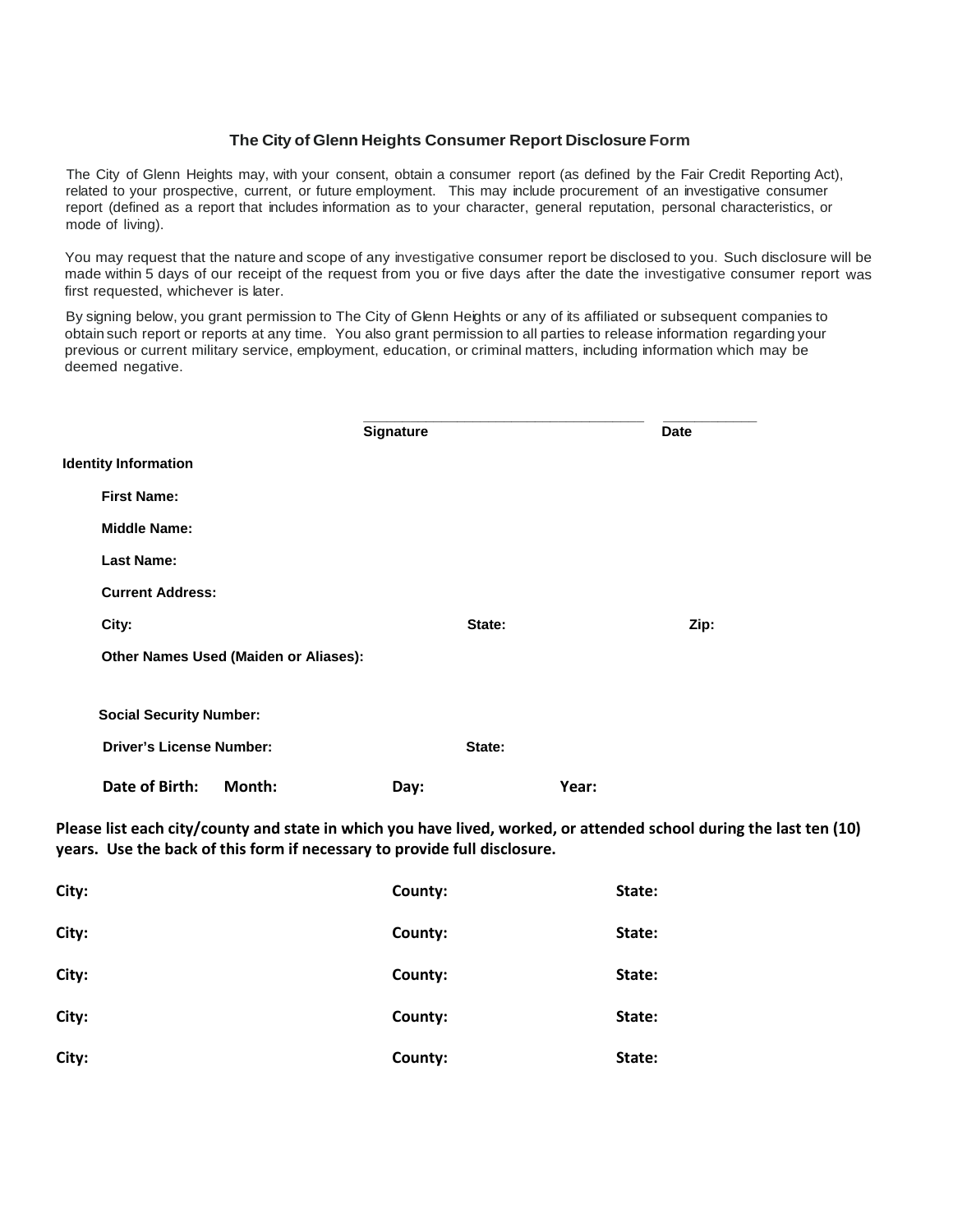## The City of Glenn Heights Consumer Report Disclosure Form

The City of Glenn Heights may, with your consent, obtain a consumer report (as defined by the Fair Credit Reporting Act), related to your prospective, current, or future employment. This may include procurement of an investigative consumer report (defined as a report that includes information as to your character, general reputation, personal characteristics, or mode of living).

You may request that the nature and scope of any investigative consumer report be disclosed to you. Such disclosure will be made within 5 days of our receipt of the request from you or five days after the date the investigative consumer report was first requested, whichever is later.

By signing below, you grant permission to The City of Glenn Heights or any of its affiliated or subsequent companies to obtain such report or reports at any time. You also grant permission to all parties to release information regarding your previous or current military service, employment, education, or criminal matters, including information which may be deemed negative.

\_\_\_\_\_\_\_\_\_\_\_\_\_\_\_\_\_\_\_\_\_\_\_\_\_\_\_\_\_\_\_\_\_\_ \_\_\_\_\_\_\_\_\_\_\_\_
**Signature** **Date**

**Identity Information**

**First Name:**

**Middle Name:**

**Last Name:**

**Current Address:**

**City:** **State:** **Zip:**

**Other Names Used (Maiden or Aliases):**

**Social Security Number:**

**Driver's License Number:** **State:**

**Date of Birth:** **Month:** **Day:** **Year:**

**Please list each city/county and state in which you have lived, worked, or attended school during the last ten (10) years. Use the back of this form if necessary to provide full disclosure.**

| City: | County: | State: |
|---|---|---|
| City: | County: | State: |
| City: | County: | State: |
| City: | County: | State: |
| City: | County: | State: |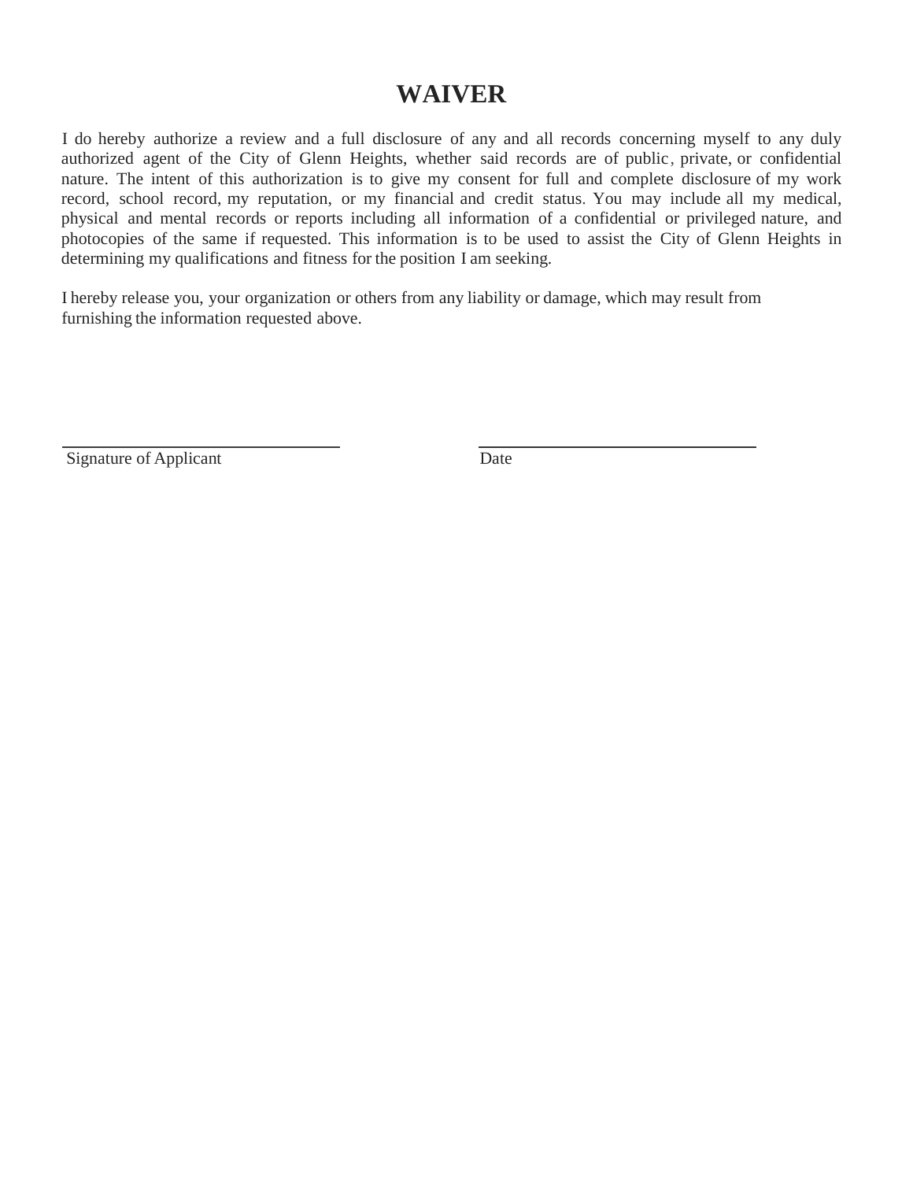# WAIVER

I do hereby authorize a review and a full disclosure of any and all records concerning myself to any duly authorized agent of the City of Glenn Heights, whether said records are of public, private, or confidential nature. The intent of this authorization is to give my consent for full and complete disclosure of my work record, school record, my reputation, or my financial and credit status. You may include all my medical, physical and mental records or reports including all information of a confidential or privileged nature, and photocopies of the same if requested. This information is to be used to assist the City of Glenn Heights in determining my qualifications and fitness for the position I am seeking.

I hereby release you, your organization or others from any liability or damage, which may result from furnishing the information requested above.

\_\_\_\_\_\_\_\_\_\_\_\_\_\_\_\_\_\_\_\_\_\_\_\_\_\_\_\_\_\_
Signature of Applicant

\_\_\_\_\_\_\_\_\_\_\_\_\_\_\_\_\_\_\_\_\_\_\_\_\_\_\_\_\_\_
Date